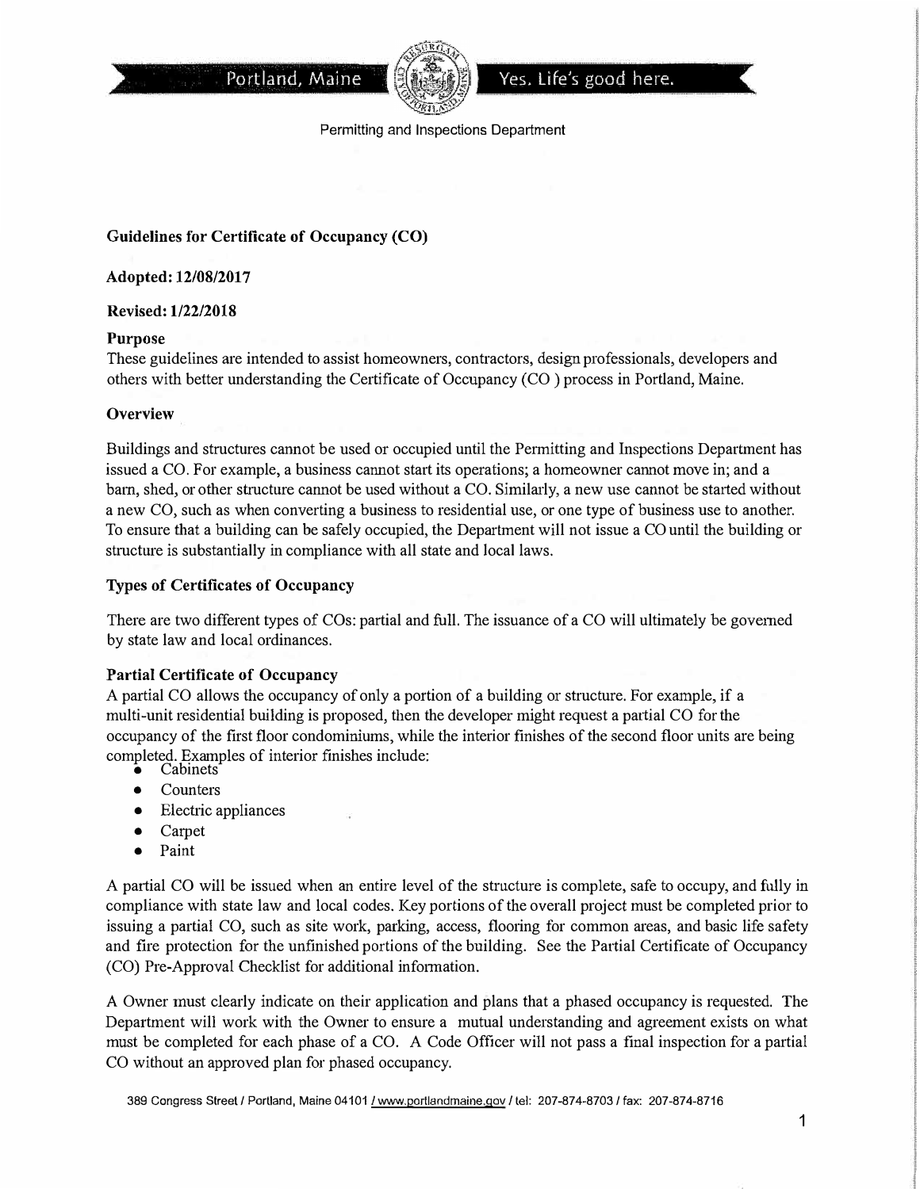Portland, Maine — Yes. Life's good here.

Permitting and Inspections Department

## Guidelines for Certificate of Occupancy (CO)

**Adopted: 12/08/2017**

**Revised: 1/22/2018**

### Purpose

These guidelines are intended to assist homeowners, contractors, design professionals, developers and others with better understanding the Certificate of Occupancy (CO ) process in Portland, Maine.

### Overview

Buildings and structures cannot be used or occupied until the Permitting and Inspections Department has issued a CO. For example, a business cannot start its operations; a homeowner cannot move in; and a barn, shed, or other structure cannot be used without a CO. Similarly, a new use cannot be started without a new CO, such as when converting a business to residential use, or one type of business use to another. To ensure that a building can be safely occupied, the Department will not issue a CO until the building or structure is substantially in compliance with all state and local laws.

### Types of Certificates of Occupancy

There are two different types of COs: partial and full. The issuance of a CO will ultimately be governed by state law and local ordinances.

### Partial Certificate of Occupancy

A partial CO allows the occupancy of only a portion of a building or structure. For example, if a multi-unit residential building is proposed, then the developer might request a partial CO for the occupancy of the first floor condominiums, while the interior finishes of the second floor units are being completed. Examples of interior finishes include:

- Cabinets
- Counters
- Electric appliances
- Carpet
- Paint

A partial CO will be issued when an entire level of the structure is complete, safe to occupy, and fully in compliance with state law and local codes. Key portions of the overall project must be completed prior to issuing a partial CO, such as site work, parking, access, flooring for common areas, and basic life safety and fire protection for the unfinished portions of the building. See the Partial Certificate of Occupancy (CO) Pre-Approval Checklist for additional information.

A Owner must clearly indicate on their application and plans that a phased occupancy is requested. The Department will work with the Owner to ensure a mutual understanding and agreement exists on what must be completed for each phase of a CO. A Code Officer will not pass a final inspection for a partial CO without an approved plan for phased occupancy.

389 Congress Street / Portland, Maine 04101 / www.portlandmaine.gov / tel: 207-874-8703 / fax: 207-874-8716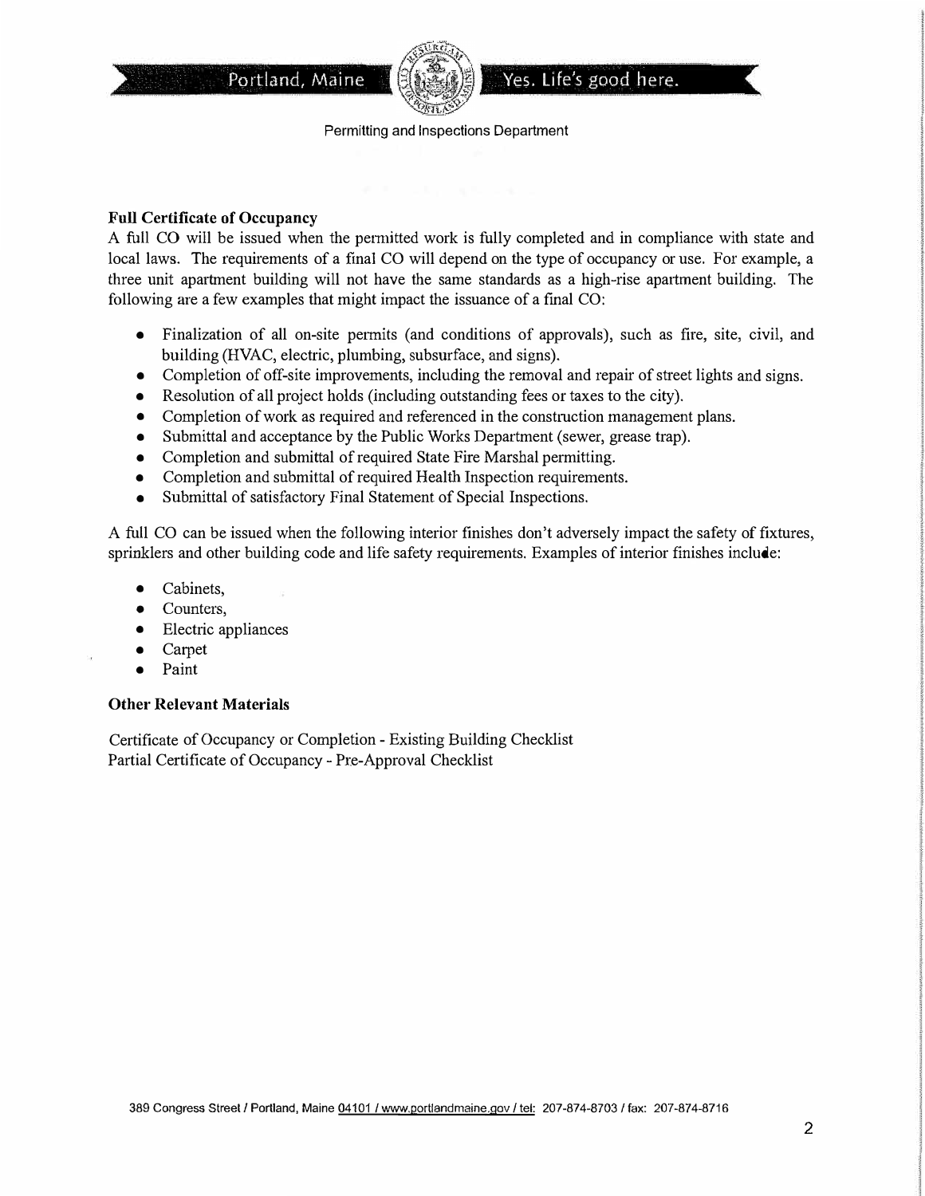**Full Certificate of Occupancy**

A full CO will be issued when the permitted work is fully completed and in compliance with state and local laws. The requirements of a final CO will depend on the type of occupancy or use. For example, a three unit apartment building will not have the same standards as a high-rise apartment building. The following are a few examples that might impact the issuance of a final CO:

- Finalization of all on-site permits (and conditions of approvals), such as fire, site, civil, and building (HVAC, electric, plumbing, subsurface, and signs).
- Completion of off-site improvements, including the removal and repair of street lights and signs.
- Resolution of all project holds (including outstanding fees or taxes to the city).
- Completion of work as required and referenced in the construction management plans.
- Submittal and acceptance by the Public Works Department (sewer, grease trap).
- Completion and submittal of required State Fire Marshal permitting.
- Completion and submittal of required Health Inspection requirements.
- Submittal of satisfactory Final Statement of Special Inspections.

A full CO can be issued when the following interior finishes don't adversely impact the safety of fixtures, sprinklers and other building code and life safety requirements. Examples of interior finishes include:

- Cabinets,
- Counters,
- Electric appliances
- Carpet
- Paint

**Other Relevant Materials**

Certificate of Occupancy or Completion - Existing Building Checklist
Partial Certificate of Occupancy - Pre-Approval Checklist